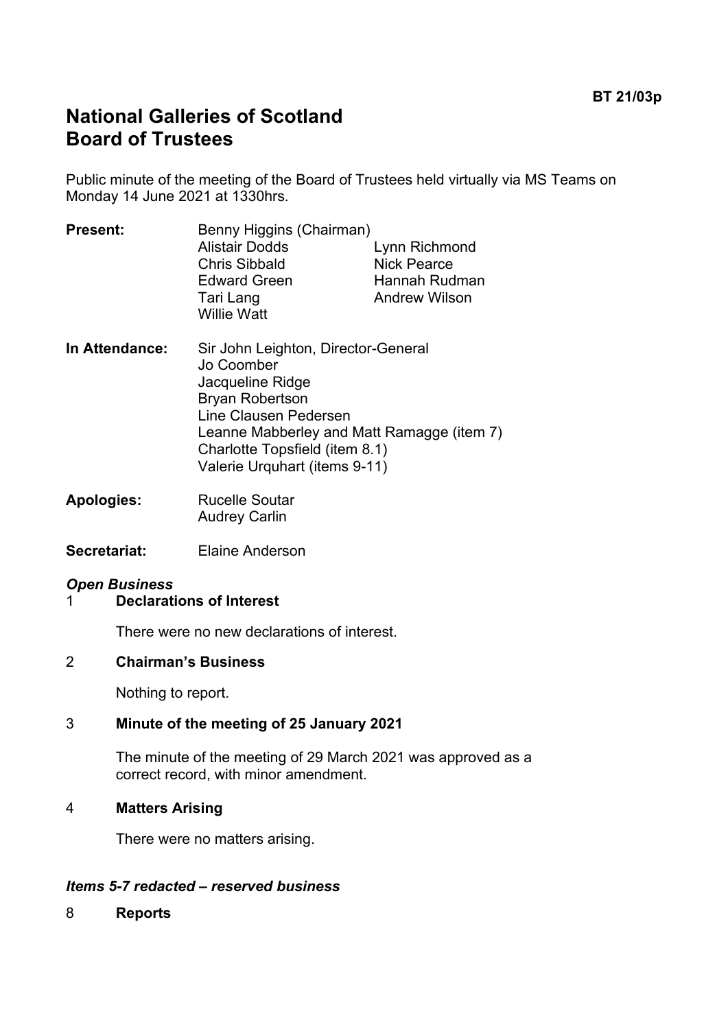**BT 21/03p**

# National Galleries of Scotland
# Board of Trustees

Public minute of the meeting of the Board of Trustees held virtually via MS Teams on Monday 14 June 2021 at 1330hrs.

**Present:** Benny Higgins (Chairman)
Alistair Dodds
Chris Sibbald
Edward Green
Tari Lang
Willie Watt
Lynn Richmond
Nick Pearce
Hannah Rudman
Andrew Wilson

**In Attendance:** Sir John Leighton, Director-General
Jo Coomber
Jacqueline Ridge
Bryan Robertson
Line Clausen Pedersen
Leanne Mabberley and Matt Ramagge (item 7)
Charlotte Topsfield (item 8.1)
Valerie Urquhart (items 9-11)

**Apologies:** Rucelle Soutar
Audrey Carlin

**Secretariat:** Elaine Anderson

***Open Business***

1 **Declarations of Interest**

There were no new declarations of interest.

2 **Chairman's Business**

Nothing to report.

3 **Minute of the meeting of 25 January 2021**

The minute of the meeting of 29 March 2021 was approved as a correct record, with minor amendment.

4 **Matters Arising**

There were no matters arising.

***Items 5-7 redacted – reserved business***

8 **Reports**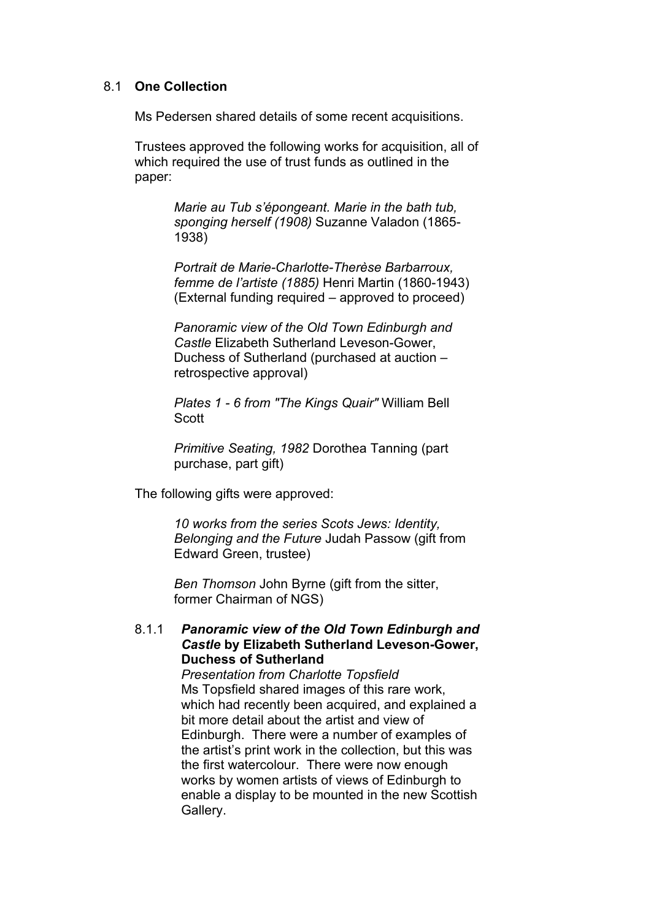## 8.1 **One Collection**

Ms Pedersen shared details of some recent acquisitions.

Trustees approved the following works for acquisition, all of which required the use of trust funds as outlined in the paper:

> *Marie au Tub s'épongeant. Marie in the bath tub, sponging herself (1908)* Suzanne Valadon (1865-1938)
>
> *Portrait de Marie-Charlotte-Therèse Barbarroux, femme de l'artiste (1885)* Henri Martin (1860-1943) (External funding required – approved to proceed)
>
> *Panoramic view of the Old Town Edinburgh and Castle* Elizabeth Sutherland Leveson-Gower, Duchess of Sutherland (purchased at auction – retrospective approval)
>
> *Plates 1 - 6 from "The Kings Quair"* William Bell Scott
>
> *Primitive Seating, 1982* Dorothea Tanning (part purchase, part gift)

The following gifts were approved:

> *10 works from the series Scots Jews: Identity, Belonging and the Future* Judah Passow (gift from Edward Green, trustee)
>
> *Ben Thomson* John Byrne (gift from the sitter, former Chairman of NGS)

### 8.1.1 ***Panoramic view of the Old Town Edinburgh and Castle* by Elizabeth Sutherland Leveson-Gower, Duchess of Sutherland**

*Presentation from Charlotte Topsfield*

Ms Topsfield shared images of this rare work, which had recently been acquired, and explained a bit more detail about the artist and view of Edinburgh. There were a number of examples of the artist's print work in the collection, but this was the first watercolour. There were now enough works by women artists of views of Edinburgh to enable a display to be mounted in the new Scottish Gallery.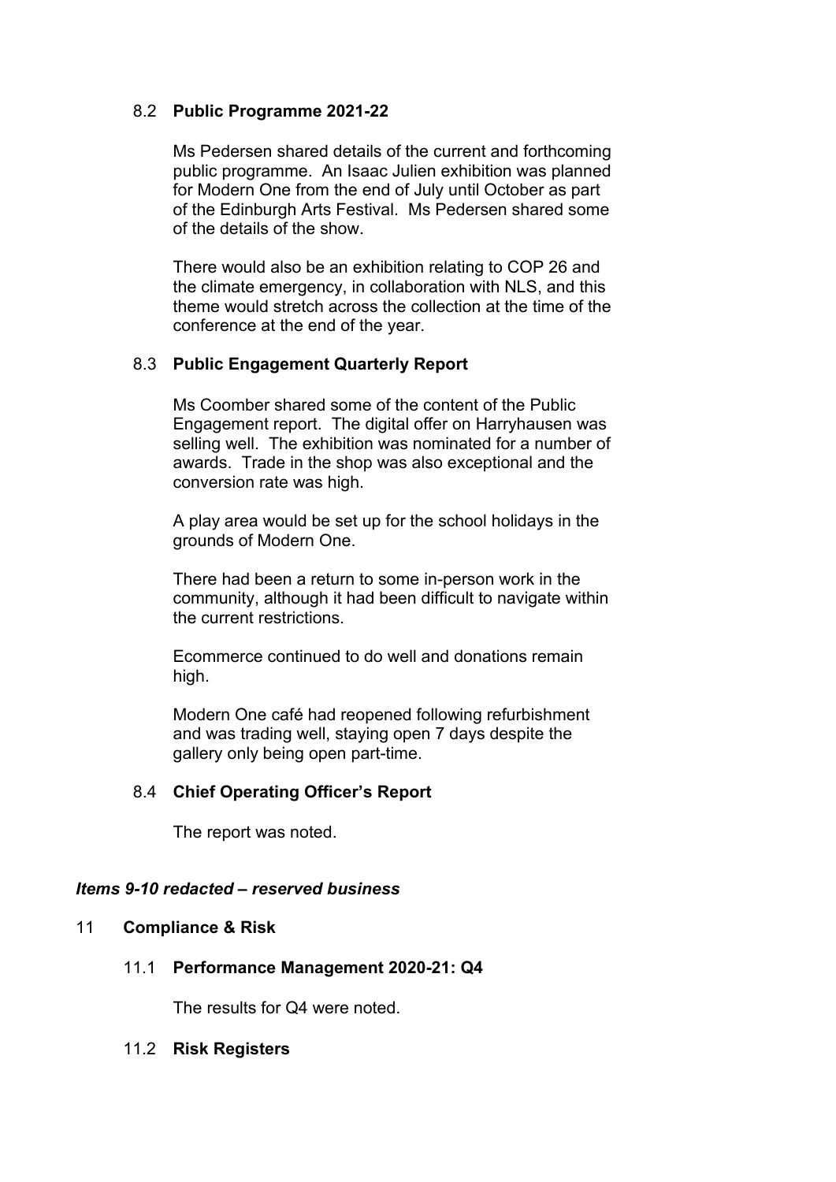8.2 **Public Programme 2021-22**

Ms Pedersen shared details of the current and forthcoming public programme. An Isaac Julien exhibition was planned for Modern One from the end of July until October as part of the Edinburgh Arts Festival. Ms Pedersen shared some of the details of the show.

There would also be an exhibition relating to COP 26 and the climate emergency, in collaboration with NLS, and this theme would stretch across the collection at the time of the conference at the end of the year.

8.3 **Public Engagement Quarterly Report**

Ms Coomber shared some of the content of the Public Engagement report. The digital offer on Harryhausen was selling well. The exhibition was nominated for a number of awards. Trade in the shop was also exceptional and the conversion rate was high.

A play area would be set up for the school holidays in the grounds of Modern One.

There had been a return to some in-person work in the community, although it had been difficult to navigate within the current restrictions.

Ecommerce continued to do well and donations remain high.

Modern One café had reopened following refurbishment and was trading well, staying open 7 days despite the gallery only being open part-time.

8.4 **Chief Operating Officer's Report**

The report was noted.

***Items 9-10 redacted – reserved business***

11 **Compliance & Risk**

11.1 **Performance Management 2020-21: Q4**

The results for Q4 were noted.

11.2 **Risk Registers**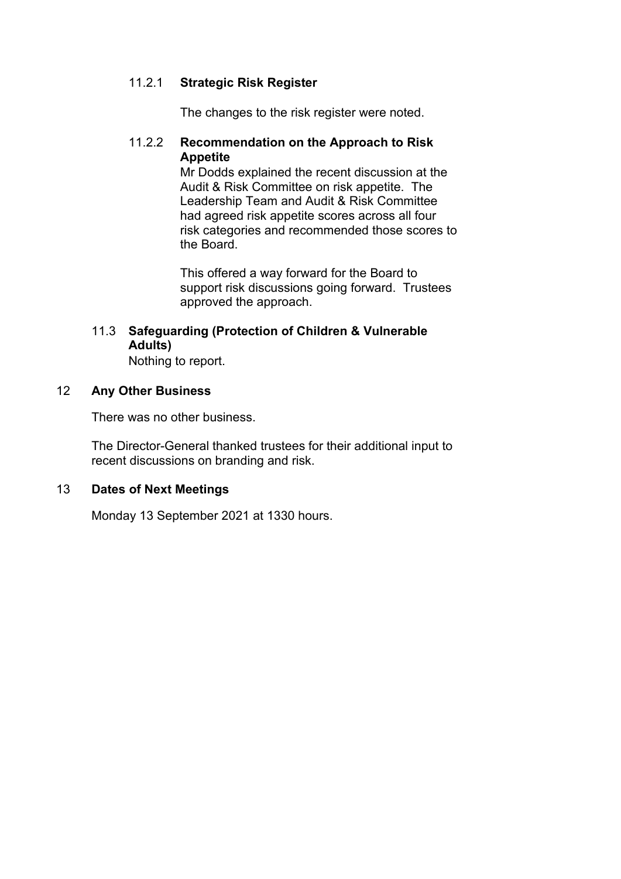#### 11.2.1 **Strategic Risk Register**

The changes to the risk register were noted.

#### 11.2.2 **Recommendation on the Approach to Risk Appetite**

Mr Dodds explained the recent discussion at the Audit & Risk Committee on risk appetite. The Leadership Team and Audit & Risk Committee had agreed risk appetite scores across all four risk categories and recommended those scores to the Board.

This offered a way forward for the Board to support risk discussions going forward. Trustees approved the approach.

### 11.3 **Safeguarding (Protection of Children & Vulnerable Adults)**

Nothing to report.

## 12 **Any Other Business**

There was no other business.

The Director-General thanked trustees for their additional input to recent discussions on branding and risk.

## 13 **Dates of Next Meetings**

Monday 13 September 2021 at 1330 hours.